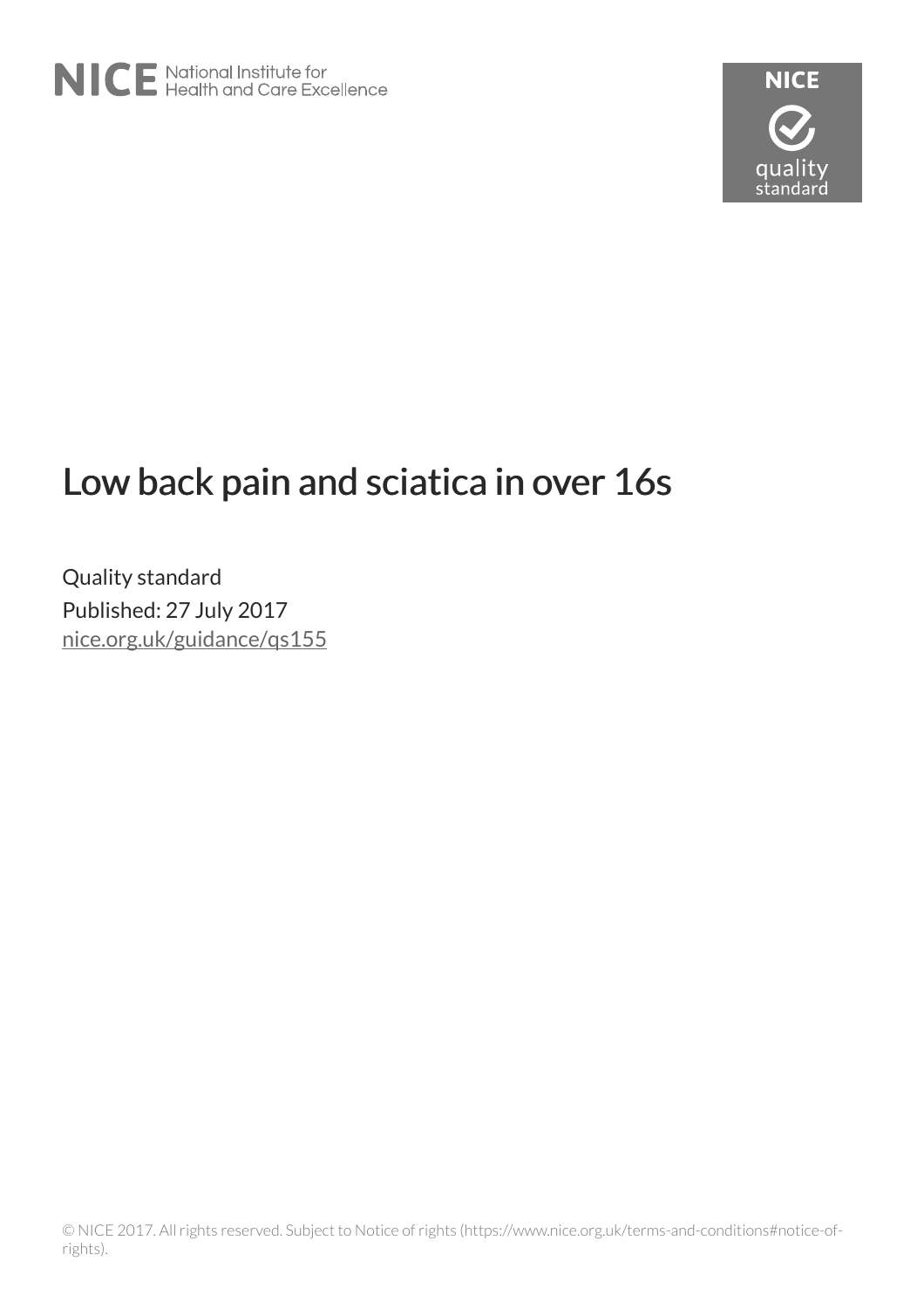# Low back pain and sciatica in over 16s

Quality standard

Published: 27 July 2017

nice.org.uk/guidance/qs155

© NICE 2017. All rights reserved. Subject to Notice of rights (https://www.nice.org.uk/terms-and-conditions#notice-of-rights).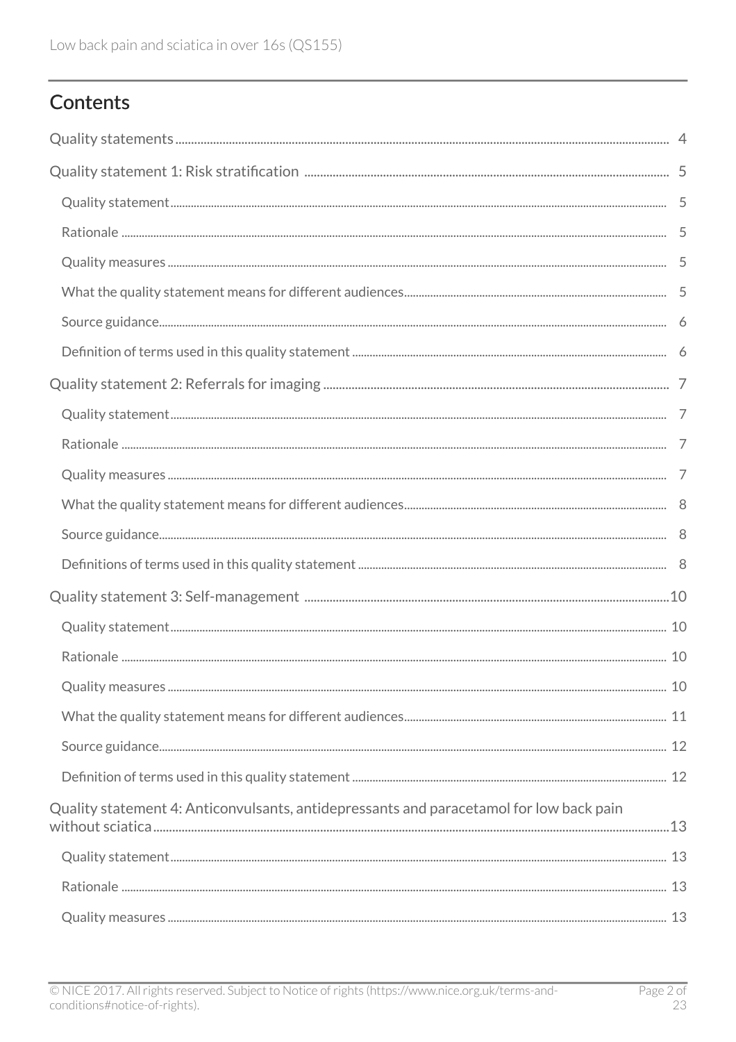## Contents

Quality statements ............................................................................................................................................. 4

Quality statement 1: Risk stratification ..................................................................................................... 5

- Quality statement ........................................................................................................................................... 5
- Rationale ........................................................................................................................................................... 5
- Quality measures ............................................................................................................................................. 5
- What the quality statement means for different audiences ............................................................................ 5
- Source guidance ................................................................................................................................................ 6
- Definition of terms used in this quality statement ........................................................................................... 6

Quality statement 2: Referrals for imaging ................................................................................................. 7

- Quality statement ........................................................................................................................................... 7
- Rationale ........................................................................................................................................................... 7
- Quality measures ............................................................................................................................................. 7
- What the quality statement means for different audiences ............................................................................ 8
- Source guidance ................................................................................................................................................ 8
- Definitions of terms used in this quality statement ......................................................................................... 8

Quality statement 3: Self-management ..................................................................................................... 10

- Quality statement ........................................................................................................................................... 10
- Rationale ........................................................................................................................................................... 10
- Quality measures ............................................................................................................................................. 10
- What the quality statement means for different audiences ............................................................................ 11
- Source guidance ................................................................................................................................................ 12
- Definition of terms used in this quality statement ........................................................................................... 12

Quality statement 4: Anticonvulsants, antidepressants and paracetamol for low back pain without sciatica ..................................................................................................................................................... 13

- Quality statement ........................................................................................................................................... 13
- Rationale ........................................................................................................................................................... 13
- Quality measures ............................................................................................................................................. 13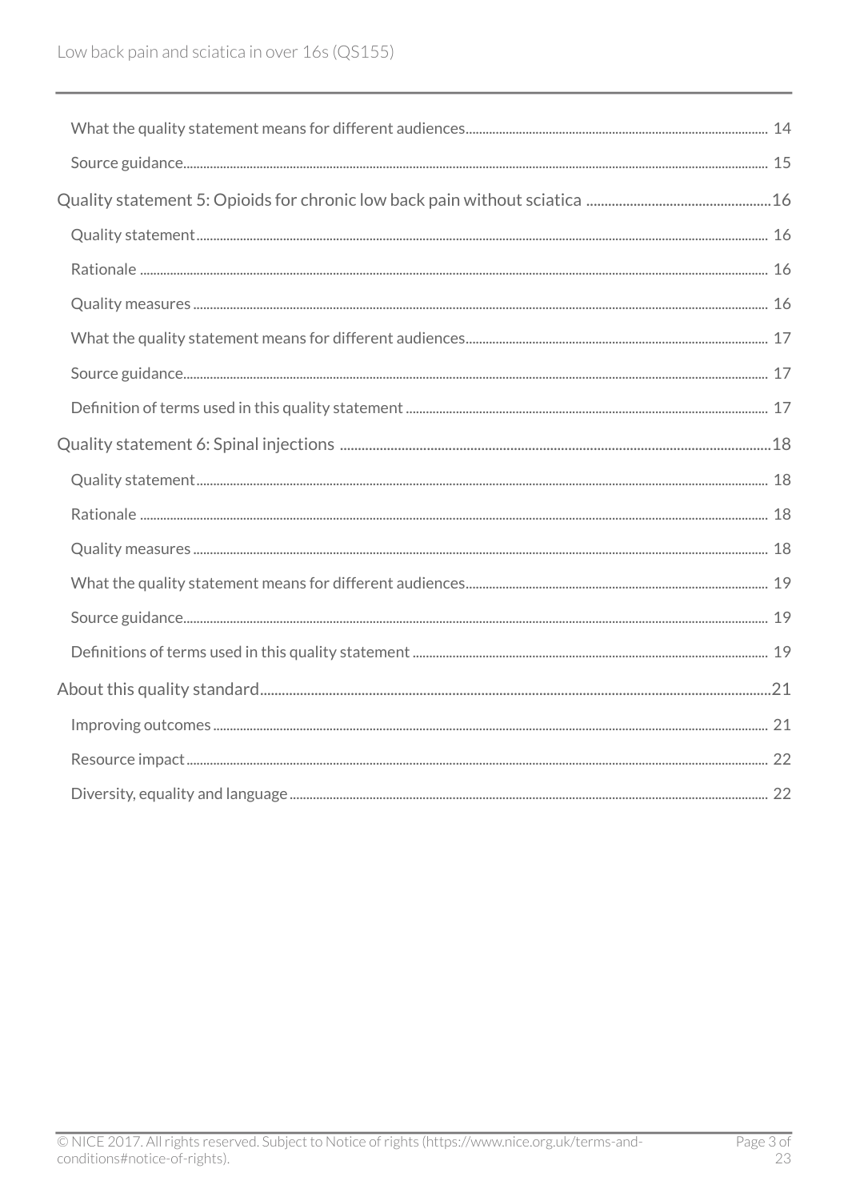What the quality statement means for different audiences .......... 14

Source guidance .......... 15

Quality statement 5: Opioids for chronic low back pain without sciatica .......... 16

Quality statement .......... 16

Rationale .......... 16

Quality measures .......... 16

What the quality statement means for different audiences .......... 17

Source guidance .......... 17

Definition of terms used in this quality statement .......... 17

Quality statement 6: Spinal injections .......... 18

Quality statement .......... 18

Rationale .......... 18

Quality measures .......... 18

What the quality statement means for different audiences .......... 19

Source guidance .......... 19

Definitions of terms used in this quality statement .......... 19

About this quality standard .......... 21

Improving outcomes .......... 21

Resource impact .......... 22

Diversity, equality and language .......... 22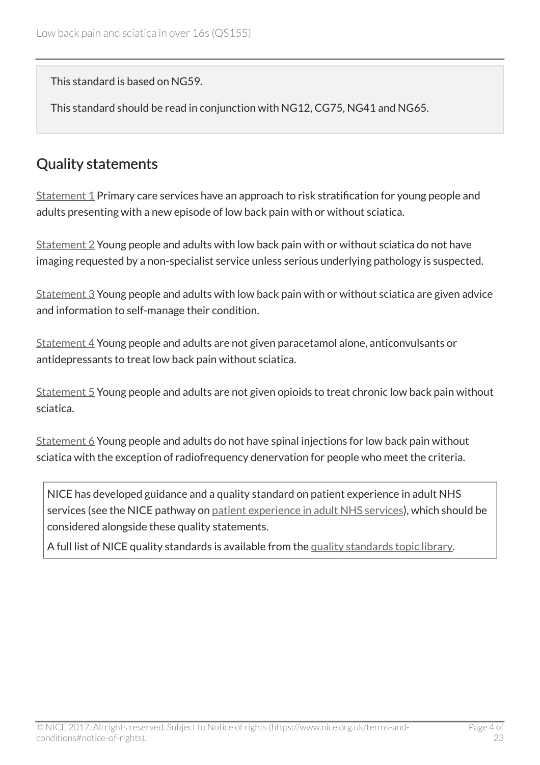This standard is based on NG59.

This standard should be read in conjunction with NG12, CG75, NG41 and NG65.

## Quality statements

Statement 1 Primary care services have an approach to risk stratification for young people and adults presenting with a new episode of low back pain with or without sciatica.

Statement 2 Young people and adults with low back pain with or without sciatica do not have imaging requested by a non-specialist service unless serious underlying pathology is suspected.

Statement 3 Young people and adults with low back pain with or without sciatica are given advice and information to self-manage their condition.

Statement 4 Young people and adults are not given paracetamol alone, anticonvulsants or antidepressants to treat low back pain without sciatica.

Statement 5 Young people and adults are not given opioids to treat chronic low back pain without sciatica.

Statement 6 Young people and adults do not have spinal injections for low back pain without sciatica with the exception of radiofrequency denervation for people who meet the criteria.

NICE has developed guidance and a quality standard on patient experience in adult NHS services (see the NICE pathway on patient experience in adult NHS services), which should be considered alongside these quality statements.

A full list of NICE quality standards is available from the quality standards topic library.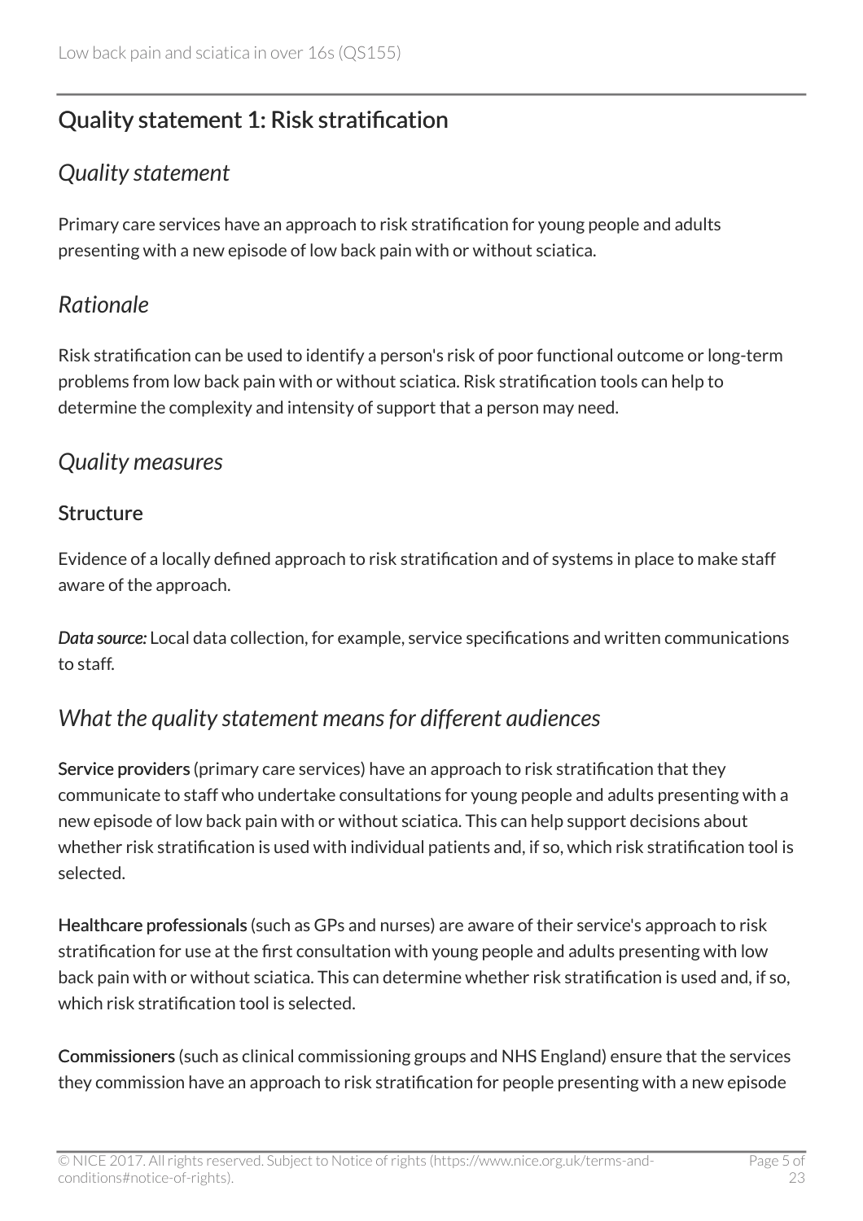## Quality statement 1: Risk stratification

### *Quality statement*

Primary care services have an approach to risk stratification for young people and adults presenting with a new episode of low back pain with or without sciatica.

### *Rationale*

Risk stratification can be used to identify a person's risk of poor functional outcome or long-term problems from low back pain with or without sciatica. Risk stratification tools can help to determine the complexity and intensity of support that a person may need.

### *Quality measures*

#### Structure

Evidence of a locally defined approach to risk stratification and of systems in place to make staff aware of the approach.

***Data source:*** Local data collection, for example, service specifications and written communications to staff.

### *What the quality statement means for different audiences*

**Service providers** (primary care services) have an approach to risk stratification that they communicate to staff who undertake consultations for young people and adults presenting with a new episode of low back pain with or without sciatica. This can help support decisions about whether risk stratification is used with individual patients and, if so, which risk stratification tool is selected.

**Healthcare professionals** (such as GPs and nurses) are aware of their service's approach to risk stratification for use at the first consultation with young people and adults presenting with low back pain with or without sciatica. This can determine whether risk stratification is used and, if so, which risk stratification tool is selected.

**Commissioners** (such as clinical commissioning groups and NHS England) ensure that the services they commission have an approach to risk stratification for people presenting with a new episode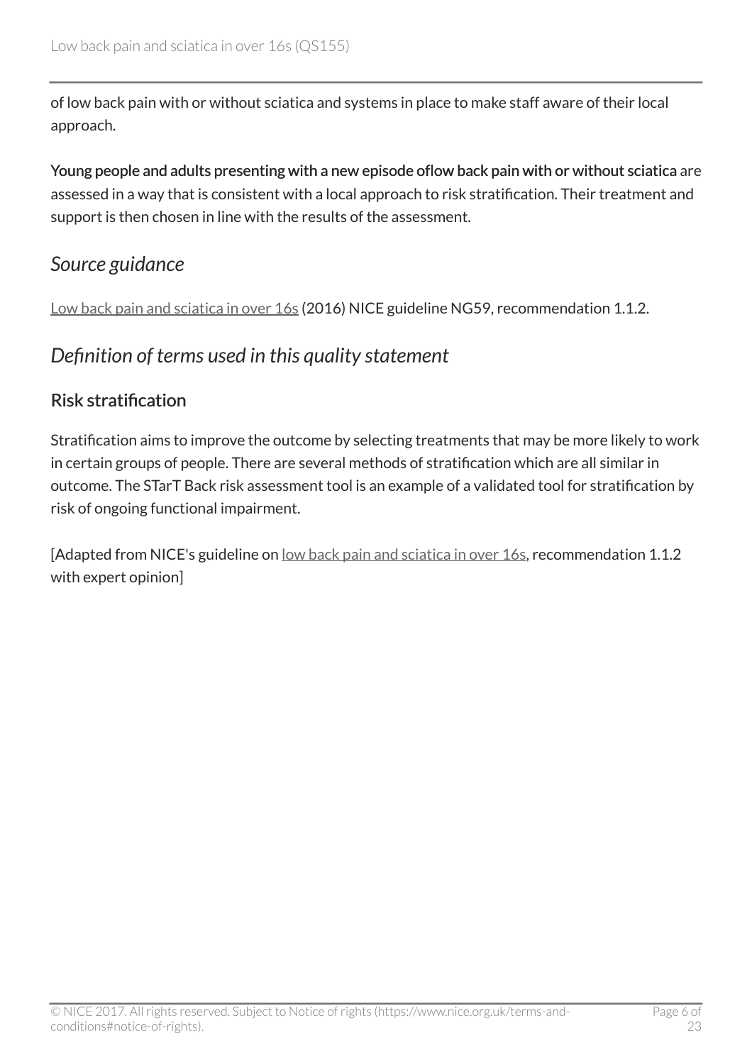of low back pain with or without sciatica and systems in place to make staff aware of their local approach.

**Young people and adults presenting with a new episode oflow back pain with or without sciatica** are assessed in a way that is consistent with a local approach to risk stratification. Their treatment and support is then chosen in line with the results of the assessment.

## *Source guidance*

Low back pain and sciatica in over 16s (2016) NICE guideline NG59, recommendation 1.1.2.

## *Definition of terms used in this quality statement*

### Risk stratification

Stratification aims to improve the outcome by selecting treatments that may be more likely to work in certain groups of people. There are several methods of stratification which are all similar in outcome. The STarT Back risk assessment tool is an example of a validated tool for stratification by risk of ongoing functional impairment.

[Adapted from NICE's guideline on low back pain and sciatica in over 16s, recommendation 1.1.2 with expert opinion]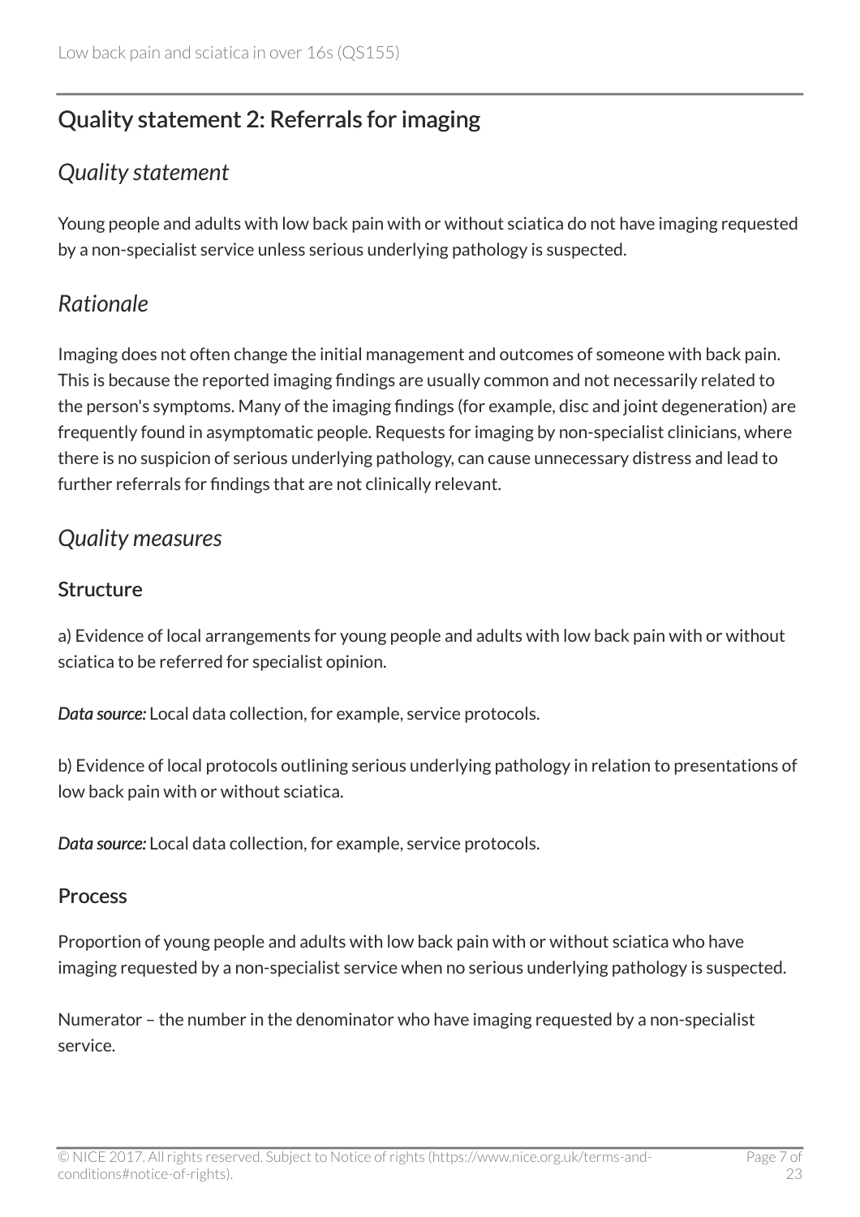## Quality statement 2: Referrals for imaging

### *Quality statement*

Young people and adults with low back pain with or without sciatica do not have imaging requested by a non-specialist service unless serious underlying pathology is suspected.

### *Rationale*

Imaging does not often change the initial management and outcomes of someone with back pain. This is because the reported imaging findings are usually common and not necessarily related to the person's symptoms. Many of the imaging findings (for example, disc and joint degeneration) are frequently found in asymptomatic people. Requests for imaging by non-specialist clinicians, where there is no suspicion of serious underlying pathology, can cause unnecessary distress and lead to further referrals for findings that are not clinically relevant.

### *Quality measures*

#### Structure

a) Evidence of local arrangements for young people and adults with low back pain with or without sciatica to be referred for specialist opinion.

***Data source:*** Local data collection, for example, service protocols.

b) Evidence of local protocols outlining serious underlying pathology in relation to presentations of low back pain with or without sciatica.

***Data source:*** Local data collection, for example, service protocols.

#### Process

Proportion of young people and adults with low back pain with or without sciatica who have imaging requested by a non-specialist service when no serious underlying pathology is suspected.

Numerator – the number in the denominator who have imaging requested by a non-specialist service.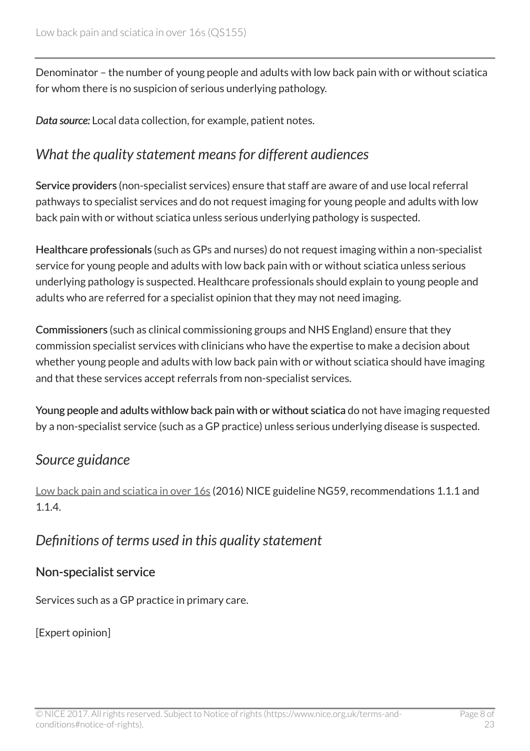Denominator – the number of young people and adults with low back pain with or without sciatica for whom there is no suspicion of serious underlying pathology.

*Data source:* Local data collection, for example, patient notes.

## *What the quality statement means for different audiences*

**Service providers** (non-specialist services) ensure that staff are aware of and use local referral pathways to specialist services and do not request imaging for young people and adults with low back pain with or without sciatica unless serious underlying pathology is suspected.

**Healthcare professionals** (such as GPs and nurses) do not request imaging within a non-specialist service for young people and adults with low back pain with or without sciatica unless serious underlying pathology is suspected. Healthcare professionals should explain to young people and adults who are referred for a specialist opinion that they may not need imaging.

**Commissioners** (such as clinical commissioning groups and NHS England) ensure that they commission specialist services with clinicians who have the expertise to make a decision about whether young people and adults with low back pain with or without sciatica should have imaging and that these services accept referrals from non-specialist services.

**Young people and adults withlow back pain with or without sciatica** do not have imaging requested by a non-specialist service (such as a GP practice) unless serious underlying disease is suspected.

## *Source guidance*

Low back pain and sciatica in over 16s (2016) NICE guideline NG59, recommendations 1.1.1 and 1.1.4.

## *Definitions of terms used in this quality statement*

### Non-specialist service

Services such as a GP practice in primary care.

[Expert opinion]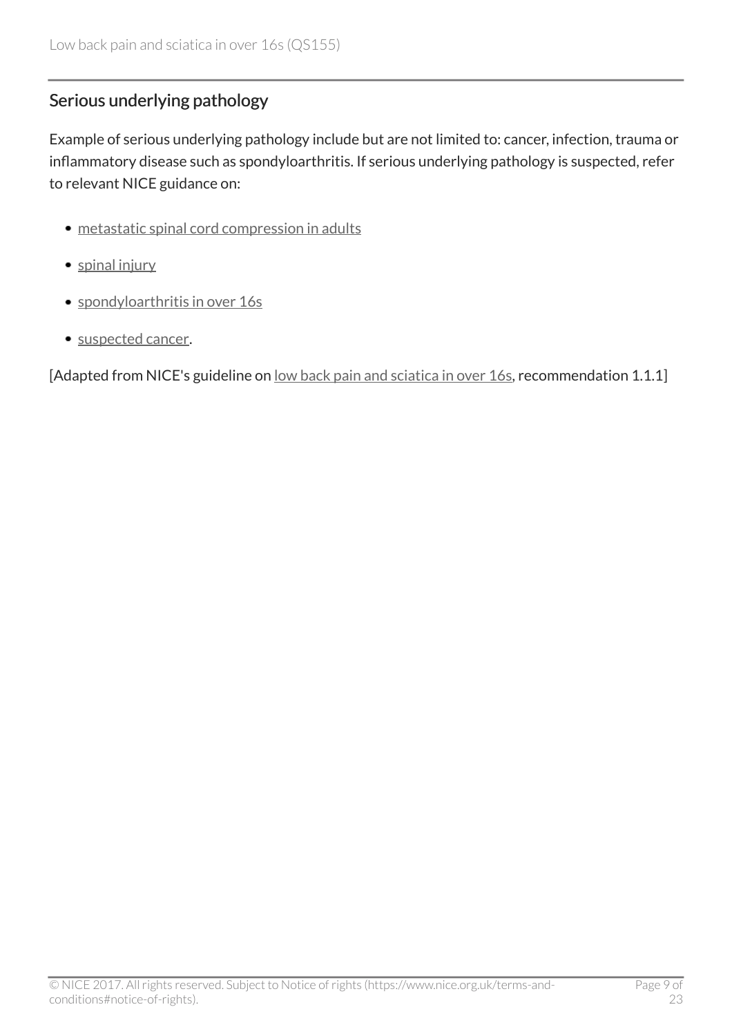## Serious underlying pathology

Example of serious underlying pathology include but are not limited to: cancer, infection, trauma or inflammatory disease such as spondyloarthritis. If serious underlying pathology is suspected, refer to relevant NICE guidance on:

- metastatic spinal cord compression in adults
- spinal injury
- spondyloarthritis in over 16s
- suspected cancer.

[Adapted from NICE's guideline on low back pain and sciatica in over 16s, recommendation 1.1.1]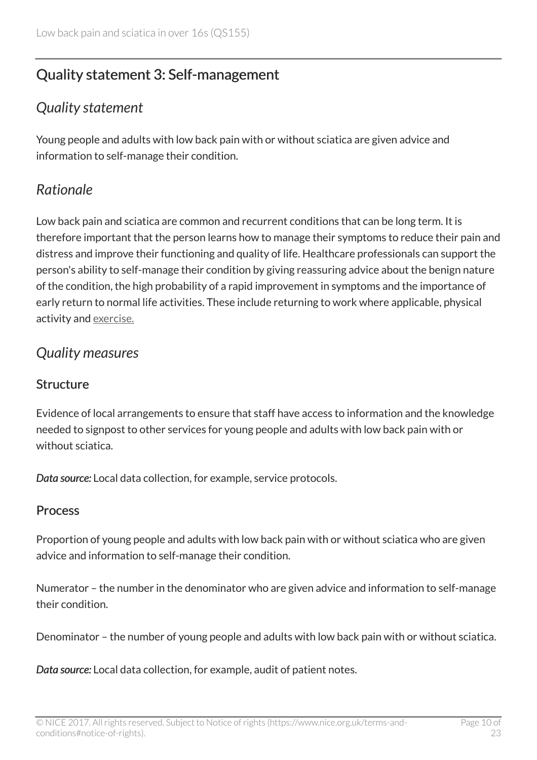## Quality statement 3: Self-management

### Quality statement

Young people and adults with low back pain with or without sciatica are given advice and information to self-manage their condition.

### Rationale

Low back pain and sciatica are common and recurrent conditions that can be long term. It is therefore important that the person learns how to manage their symptoms to reduce their pain and distress and improve their functioning and quality of life. Healthcare professionals can support the person's ability to self-manage their condition by giving reassuring advice about the benign nature of the condition, the high probability of a rapid improvement in symptoms and the importance of early return to normal life activities. These include returning to work where applicable, physical activity and exercise.

### Quality measures

#### Structure

Evidence of local arrangements to ensure that staff have access to information and the knowledge needed to signpost to other services for young people and adults with low back pain with or without sciatica.

***Data source:*** Local data collection, for example, service protocols.

#### Process

Proportion of young people and adults with low back pain with or without sciatica who are given advice and information to self-manage their condition.

Numerator – the number in the denominator who are given advice and information to self-manage their condition.

Denominator – the number of young people and adults with low back pain with or without sciatica.

***Data source:*** Local data collection, for example, audit of patient notes.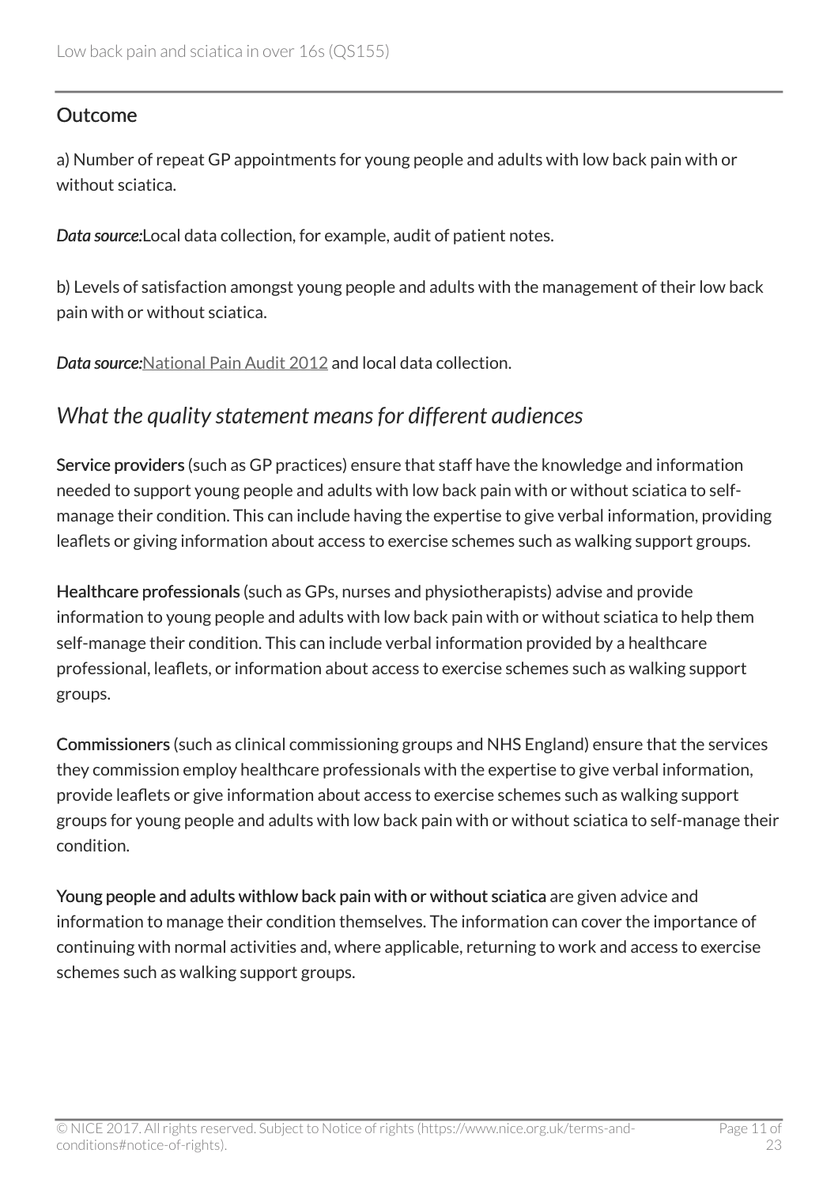### Outcome

a) Number of repeat GP appointments for young people and adults with low back pain with or without sciatica.

***Data source:***Local data collection, for example, audit of patient notes.

b) Levels of satisfaction amongst young people and adults with the management of their low back pain with or without sciatica.

***Data source:***National Pain Audit 2012 and local data collection.

## *What the quality statement means for different audiences*

**Service providers** (such as GP practices) ensure that staff have the knowledge and information needed to support young people and adults with low back pain with or without sciatica to self-manage their condition. This can include having the expertise to give verbal information, providing leaflets or giving information about access to exercise schemes such as walking support groups.

**Healthcare professionals** (such as GPs, nurses and physiotherapists) advise and provide information to young people and adults with low back pain with or without sciatica to help them self-manage their condition. This can include verbal information provided by a healthcare professional, leaflets, or information about access to exercise schemes such as walking support groups.

**Commissioners** (such as clinical commissioning groups and NHS England) ensure that the services they commission employ healthcare professionals with the expertise to give verbal information, provide leaflets or give information about access to exercise schemes such as walking support groups for young people and adults with low back pain with or without sciatica to self-manage their condition.

**Young people and adults withlow back pain with or without sciatica** are given advice and information to manage their condition themselves. The information can cover the importance of continuing with normal activities and, where applicable, returning to work and access to exercise schemes such as walking support groups.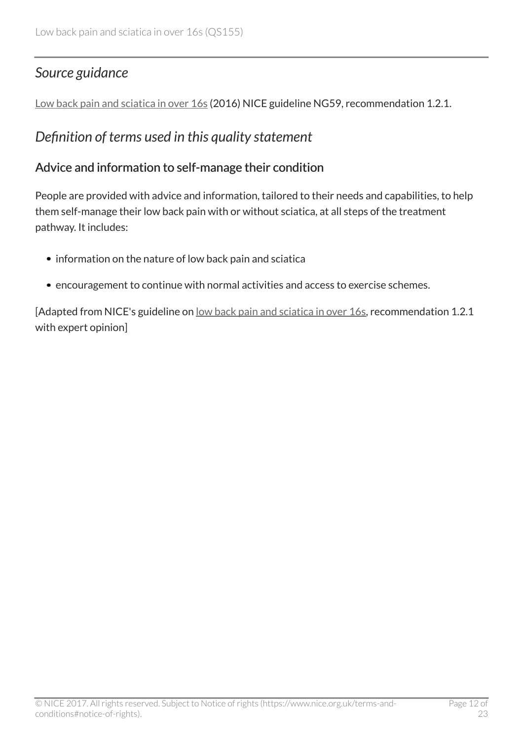## *Source guidance*

Low back pain and sciatica in over 16s (2016) NICE guideline NG59, recommendation 1.2.1.

## *Definition of terms used in this quality statement*

### Advice and information to self-manage their condition

People are provided with advice and information, tailored to their needs and capabilities, to help them self-manage their low back pain with or without sciatica, at all steps of the treatment pathway. It includes:

- information on the nature of low back pain and sciatica
- encouragement to continue with normal activities and access to exercise schemes.

[Adapted from NICE's guideline on low back pain and sciatica in over 16s, recommendation 1.2.1 with expert opinion]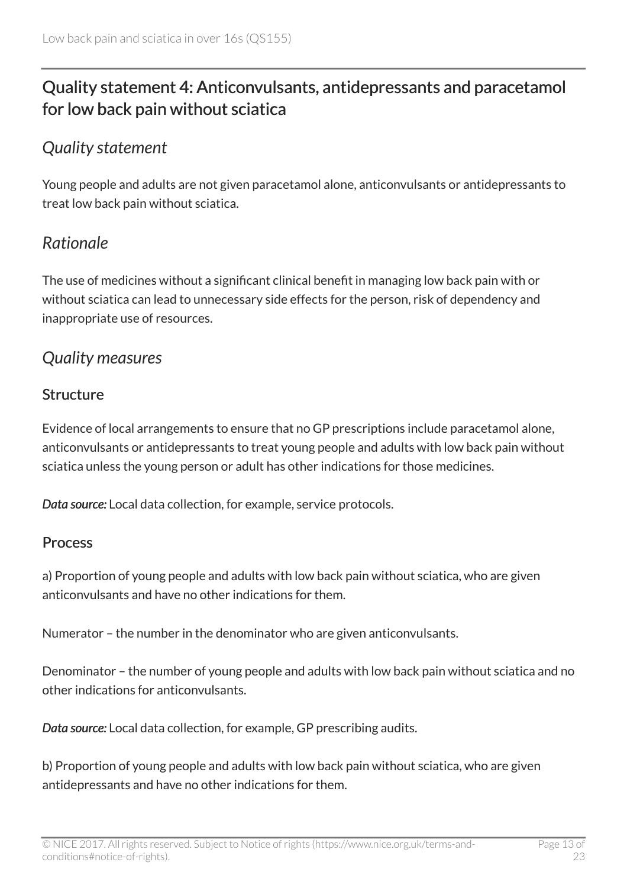## Quality statement 4: Anticonvulsants, antidepressants and paracetamol for low back pain without sciatica

### *Quality statement*

Young people and adults are not given paracetamol alone, anticonvulsants or antidepressants to treat low back pain without sciatica.

### *Rationale*

The use of medicines without a significant clinical benefit in managing low back pain with or without sciatica can lead to unnecessary side effects for the person, risk of dependency and inappropriate use of resources.

### *Quality measures*

#### Structure

Evidence of local arrangements to ensure that no GP prescriptions include paracetamol alone, anticonvulsants or antidepressants to treat young people and adults with low back pain without sciatica unless the young person or adult has other indications for those medicines.

***Data source:*** Local data collection, for example, service protocols.

#### Process

a) Proportion of young people and adults with low back pain without sciatica, who are given anticonvulsants and have no other indications for them.

Numerator – the number in the denominator who are given anticonvulsants.

Denominator – the number of young people and adults with low back pain without sciatica and no other indications for anticonvulsants.

***Data source:*** Local data collection, for example, GP prescribing audits.

b) Proportion of young people and adults with low back pain without sciatica, who are given antidepressants and have no other indications for them.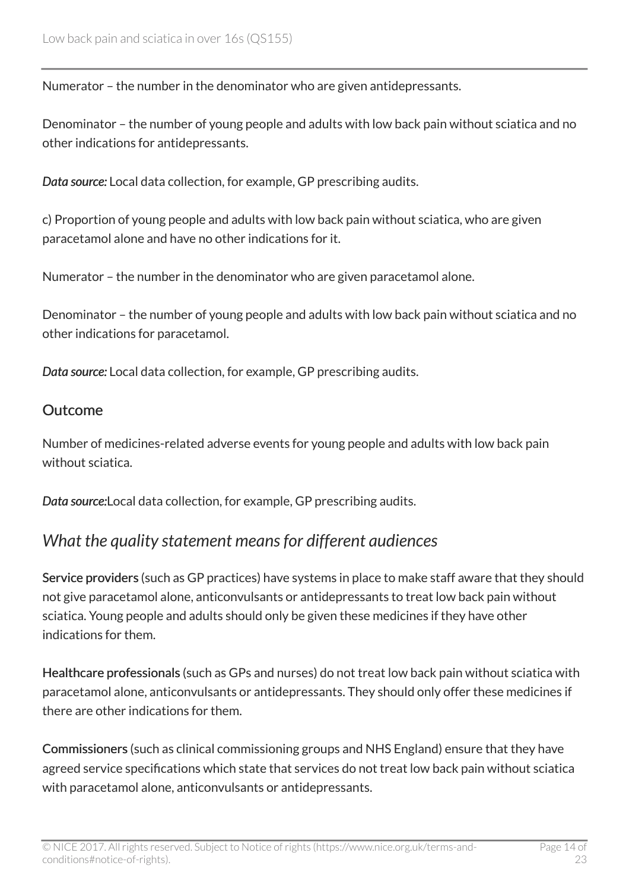Numerator – the number in the denominator who are given antidepressants.

Denominator – the number of young people and adults with low back pain without sciatica and no other indications for antidepressants.

*Data source:* Local data collection, for example, GP prescribing audits.

c) Proportion of young people and adults with low back pain without sciatica, who are given paracetamol alone and have no other indications for it.

Numerator – the number in the denominator who are given paracetamol alone.

Denominator – the number of young people and adults with low back pain without sciatica and no other indications for paracetamol.

*Data source:* Local data collection, for example, GP prescribing audits.

### Outcome

Number of medicines-related adverse events for young people and adults with low back pain without sciatica.

*Data source:*Local data collection, for example, GP prescribing audits.

## *What the quality statement means for different audiences*

**Service providers** (such as GP practices) have systems in place to make staff aware that they should not give paracetamol alone, anticonvulsants or antidepressants to treat low back pain without sciatica. Young people and adults should only be given these medicines if they have other indications for them.

**Healthcare professionals** (such as GPs and nurses) do not treat low back pain without sciatica with paracetamol alone, anticonvulsants or antidepressants. They should only offer these medicines if there are other indications for them.

**Commissioners** (such as clinical commissioning groups and NHS England) ensure that they have agreed service specifications which state that services do not treat low back pain without sciatica with paracetamol alone, anticonvulsants or antidepressants.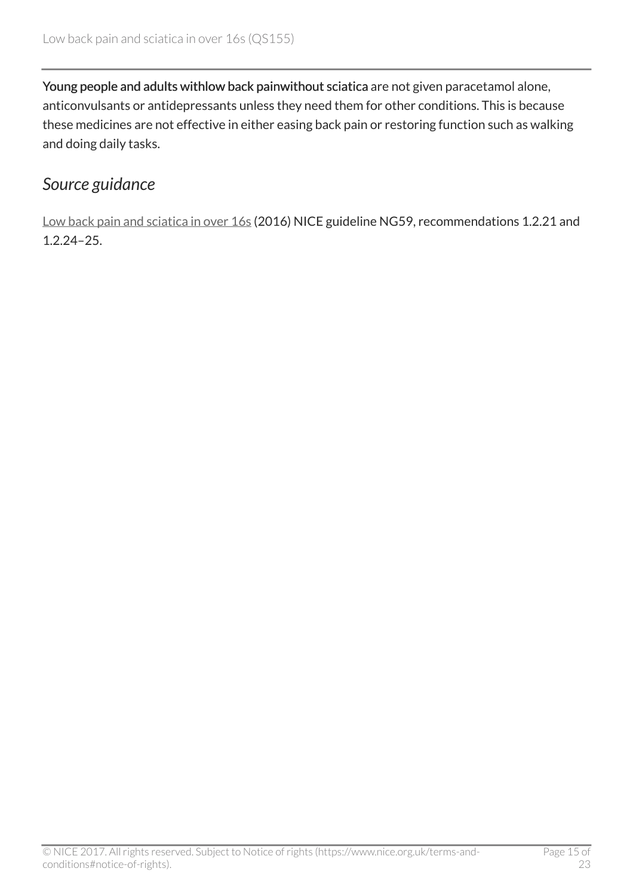**Young people and adults withlow back painwithout sciatica** are not given paracetamol alone, anticonvulsants or antidepressants unless they need them for other conditions. This is because these medicines are not effective in either easing back pain or restoring function such as walking and doing daily tasks.

## *Source guidance*

Low back pain and sciatica in over 16s (2016) NICE guideline NG59, recommendations 1.2.21 and 1.2.24–25.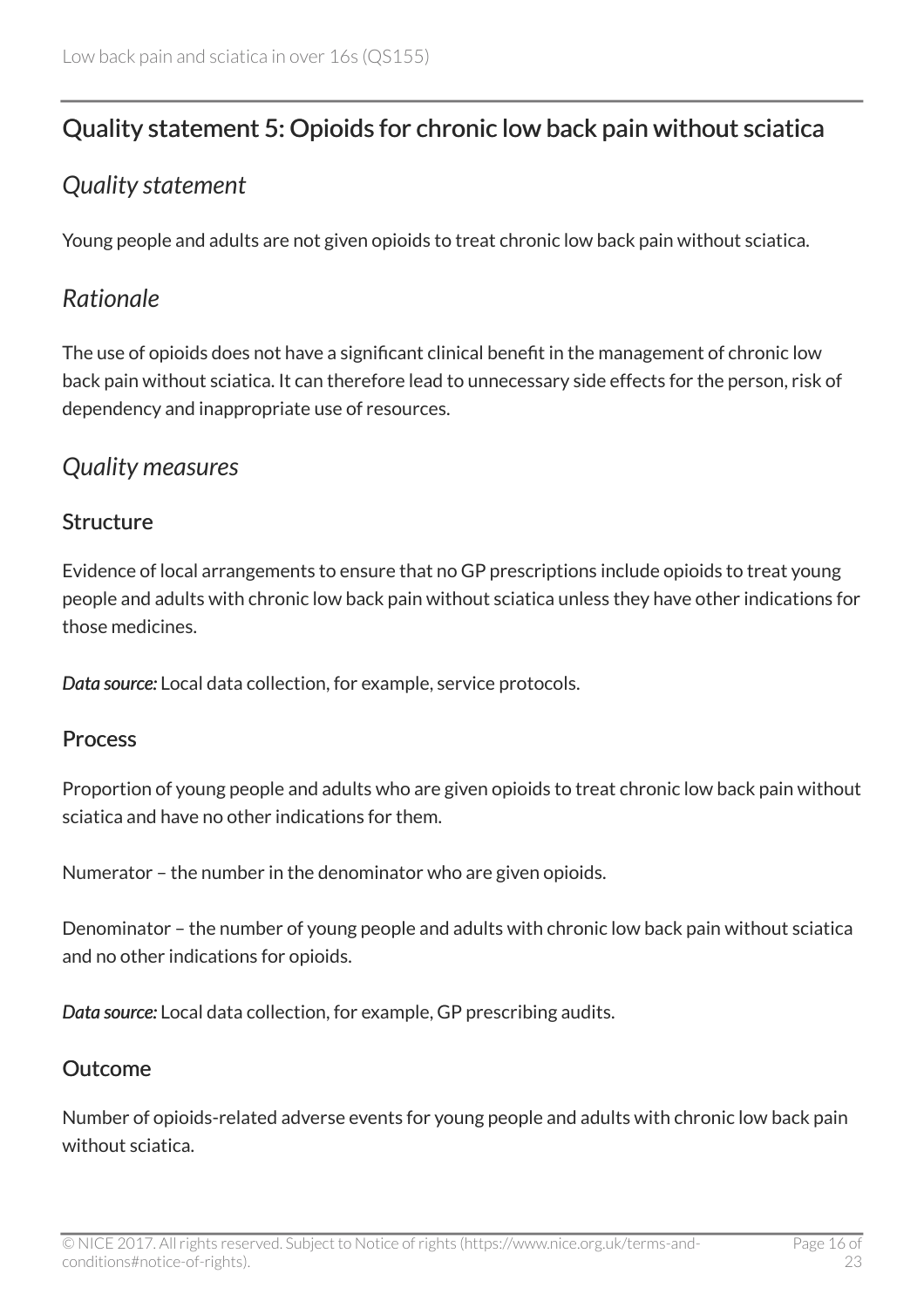## Quality statement 5: Opioids for chronic low back pain without sciatica

### Quality statement

Young people and adults are not given opioids to treat chronic low back pain without sciatica.

### Rationale

The use of opioids does not have a significant clinical benefit in the management of chronic low back pain without sciatica. It can therefore lead to unnecessary side effects for the person, risk of dependency and inappropriate use of resources.

### Quality measures

#### Structure

Evidence of local arrangements to ensure that no GP prescriptions include opioids to treat young people and adults with chronic low back pain without sciatica unless they have other indications for those medicines.

***Data source:*** Local data collection, for example, service protocols.

#### Process

Proportion of young people and adults who are given opioids to treat chronic low back pain without sciatica and have no other indications for them.

Numerator – the number in the denominator who are given opioids.

Denominator – the number of young people and adults with chronic low back pain without sciatica and no other indications for opioids.

***Data source:*** Local data collection, for example, GP prescribing audits.

#### Outcome

Number of opioids-related adverse events for young people and adults with chronic low back pain without sciatica.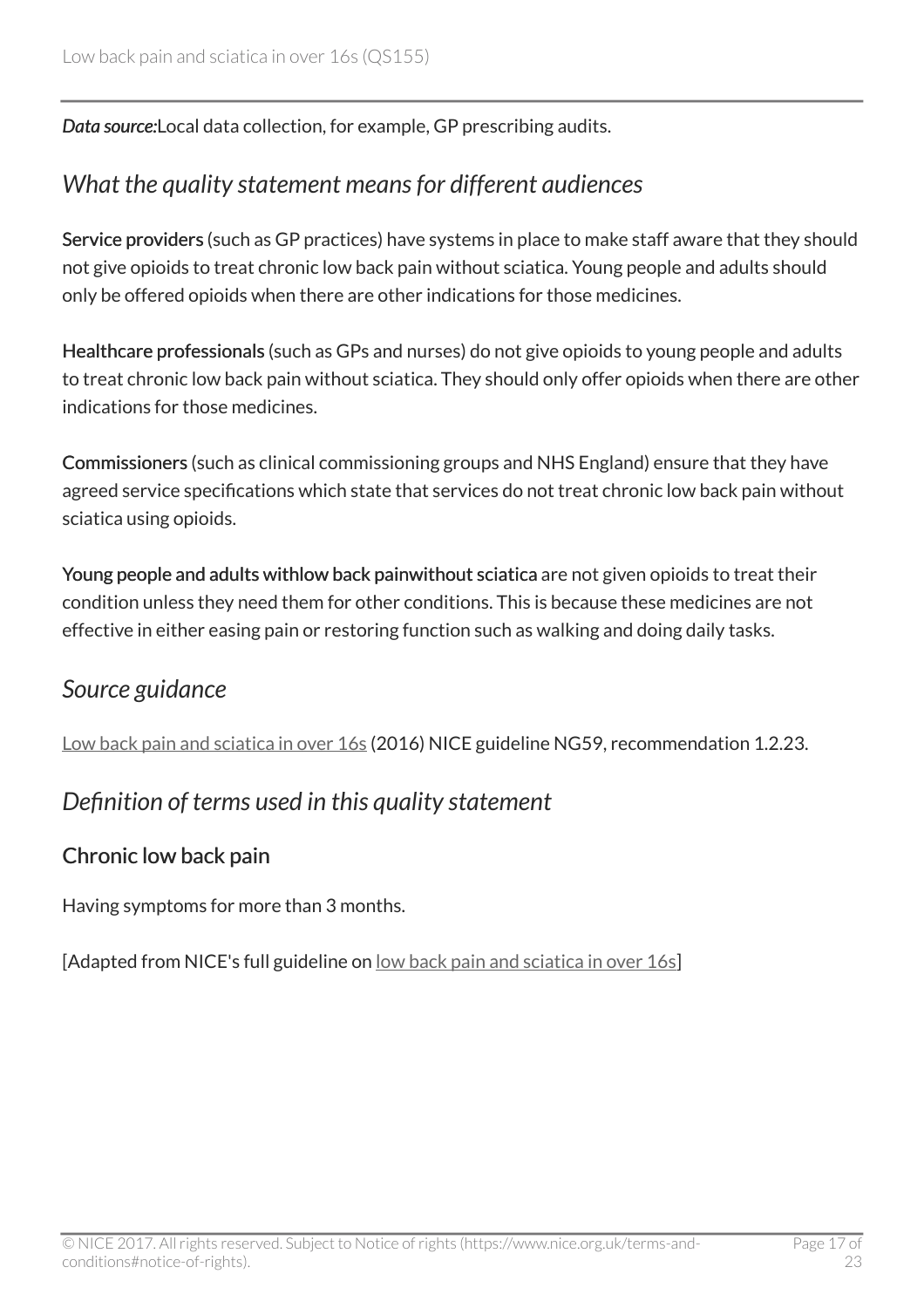*Data source:* Local data collection, for example, GP prescribing audits.

## *What the quality statement means for different audiences*

**Service providers** (such as GP practices) have systems in place to make staff aware that they should not give opioids to treat chronic low back pain without sciatica. Young people and adults should only be offered opioids when there are other indications for those medicines.

**Healthcare professionals** (such as GPs and nurses) do not give opioids to young people and adults to treat chronic low back pain without sciatica. They should only offer opioids when there are other indications for those medicines.

**Commissioners** (such as clinical commissioning groups and NHS England) ensure that they have agreed service specifications which state that services do not treat chronic low back pain without sciatica using opioids.

**Young people and adults with low back pain without sciatica** are not given opioids to treat their condition unless they need them for other conditions. This is because these medicines are not effective in either easing pain or restoring function such as walking and doing daily tasks.

## *Source guidance*

Low back pain and sciatica in over 16s (2016) NICE guideline NG59, recommendation 1.2.23.

## *Definition of terms used in this quality statement*

### Chronic low back pain

Having symptoms for more than 3 months.

[Adapted from NICE's full guideline on low back pain and sciatica in over 16s]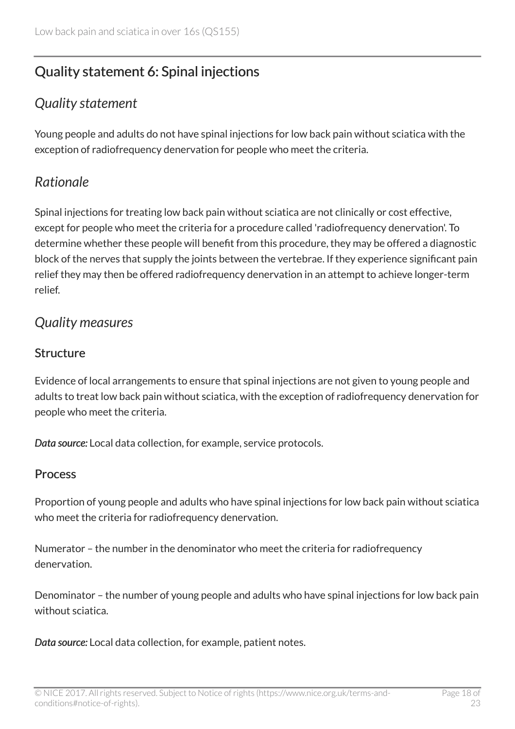## Quality statement 6: Spinal injections

### *Quality statement*

Young people and adults do not have spinal injections for low back pain without sciatica with the exception of radiofrequency denervation for people who meet the criteria.

### *Rationale*

Spinal injections for treating low back pain without sciatica are not clinically or cost effective, except for people who meet the criteria for a procedure called 'radiofrequency denervation'. To determine whether these people will benefit from this procedure, they may be offered a diagnostic block of the nerves that supply the joints between the vertebrae. If they experience significant pain relief they may then be offered radiofrequency denervation in an attempt to achieve longer-term relief.

### *Quality measures*

#### Structure

Evidence of local arrangements to ensure that spinal injections are not given to young people and adults to treat low back pain without sciatica, with the exception of radiofrequency denervation for people who meet the criteria.

***Data source:*** Local data collection, for example, service protocols.

#### Process

Proportion of young people and adults who have spinal injections for low back pain without sciatica who meet the criteria for radiofrequency denervation.

Numerator – the number in the denominator who meet the criteria for radiofrequency denervation.

Denominator – the number of young people and adults who have spinal injections for low back pain without sciatica.

***Data source:*** Local data collection, for example, patient notes.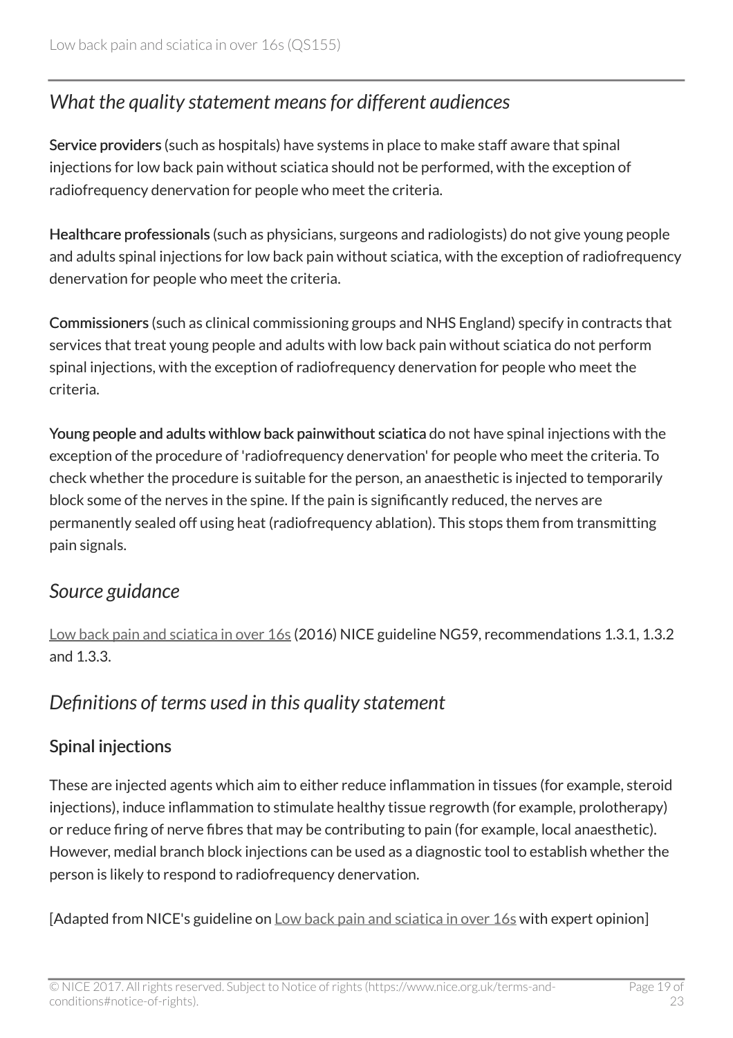## *What the quality statement means for different audiences*

**Service providers** (such as hospitals) have systems in place to make staff aware that spinal injections for low back pain without sciatica should not be performed, with the exception of radiofrequency denervation for people who meet the criteria.

**Healthcare professionals** (such as physicians, surgeons and radiologists) do not give young people and adults spinal injections for low back pain without sciatica, with the exception of radiofrequency denervation for people who meet the criteria.

**Commissioners** (such as clinical commissioning groups and NHS England) specify in contracts that services that treat young people and adults with low back pain without sciatica do not perform spinal injections, with the exception of radiofrequency denervation for people who meet the criteria.

**Young people and adults withlow back painwithout sciatica** do not have spinal injections with the exception of the procedure of 'radiofrequency denervation' for people who meet the criteria. To check whether the procedure is suitable for the person, an anaesthetic is injected to temporarily block some of the nerves in the spine. If the pain is significantly reduced, the nerves are permanently sealed off using heat (radiofrequency ablation). This stops them from transmitting pain signals.

## *Source guidance*

Low back pain and sciatica in over 16s (2016) NICE guideline NG59, recommendations 1.3.1, 1.3.2 and 1.3.3.

## *Definitions of terms used in this quality statement*

### Spinal injections

These are injected agents which aim to either reduce inflammation in tissues (for example, steroid injections), induce inflammation to stimulate healthy tissue regrowth (for example, prolotherapy) or reduce firing of nerve fibres that may be contributing to pain (for example, local anaesthetic). However, medial branch block injections can be used as a diagnostic tool to establish whether the person is likely to respond to radiofrequency denervation.

[Adapted from NICE's guideline on Low back pain and sciatica in over 16s with expert opinion]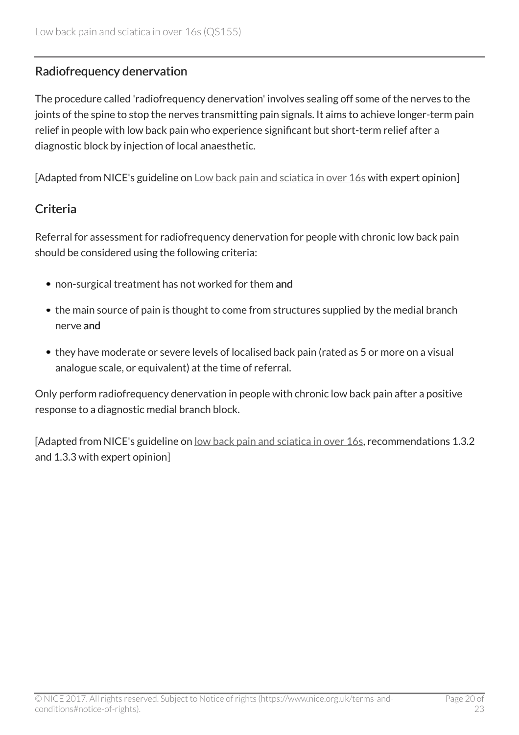## Radiofrequency denervation

The procedure called 'radiofrequency denervation' involves sealing off some of the nerves to the joints of the spine to stop the nerves transmitting pain signals. It aims to achieve longer-term pain relief in people with low back pain who experience significant but short-term relief after a diagnostic block by injection of local anaesthetic.

[Adapted from NICE's guideline on Low back pain and sciatica in over 16s with expert opinion]

## Criteria

Referral for assessment for radiofrequency denervation for people with chronic low back pain should be considered using the following criteria:

- non-surgical treatment has not worked for them **and**
- the main source of pain is thought to come from structures supplied by the medial branch nerve **and**
- they have moderate or severe levels of localised back pain (rated as 5 or more on a visual analogue scale, or equivalent) at the time of referral.

Only perform radiofrequency denervation in people with chronic low back pain after a positive response to a diagnostic medial branch block.

[Adapted from NICE's guideline on low back pain and sciatica in over 16s, recommendations 1.3.2 and 1.3.3 with expert opinion]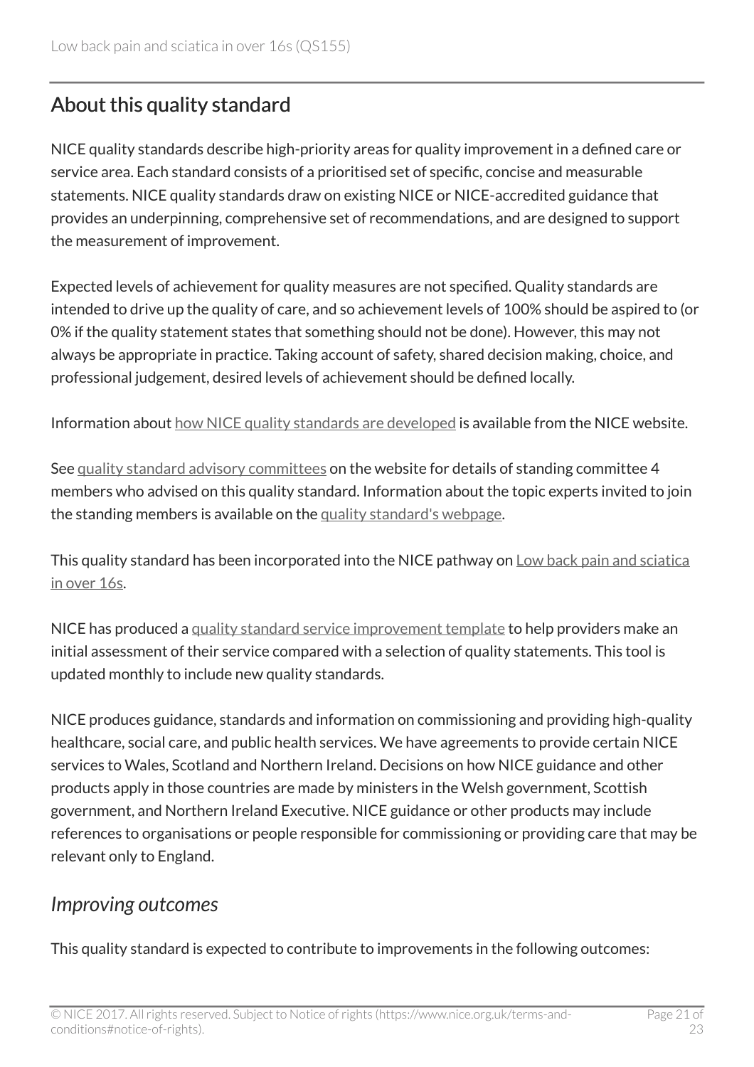## About this quality standard

NICE quality standards describe high-priority areas for quality improvement in a defined care or service area. Each standard consists of a prioritised set of specific, concise and measurable statements. NICE quality standards draw on existing NICE or NICE-accredited guidance that provides an underpinning, comprehensive set of recommendations, and are designed to support the measurement of improvement.

Expected levels of achievement for quality measures are not specified. Quality standards are intended to drive up the quality of care, and so achievement levels of 100% should be aspired to (or 0% if the quality statement states that something should not be done). However, this may not always be appropriate in practice. Taking account of safety, shared decision making, choice, and professional judgement, desired levels of achievement should be defined locally.

Information about how NICE quality standards are developed is available from the NICE website.

See quality standard advisory committees on the website for details of standing committee 4 members who advised on this quality standard. Information about the topic experts invited to join the standing members is available on the quality standard's webpage.

This quality standard has been incorporated into the NICE pathway on Low back pain and sciatica in over 16s.

NICE has produced a quality standard service improvement template to help providers make an initial assessment of their service compared with a selection of quality statements. This tool is updated monthly to include new quality standards.

NICE produces guidance, standards and information on commissioning and providing high-quality healthcare, social care, and public health services. We have agreements to provide certain NICE services to Wales, Scotland and Northern Ireland. Decisions on how NICE guidance and other products apply in those countries are made by ministers in the Welsh government, Scottish government, and Northern Ireland Executive. NICE guidance or other products may include references to organisations or people responsible for commissioning or providing care that may be relevant only to England.

### *Improving outcomes*

This quality standard is expected to contribute to improvements in the following outcomes: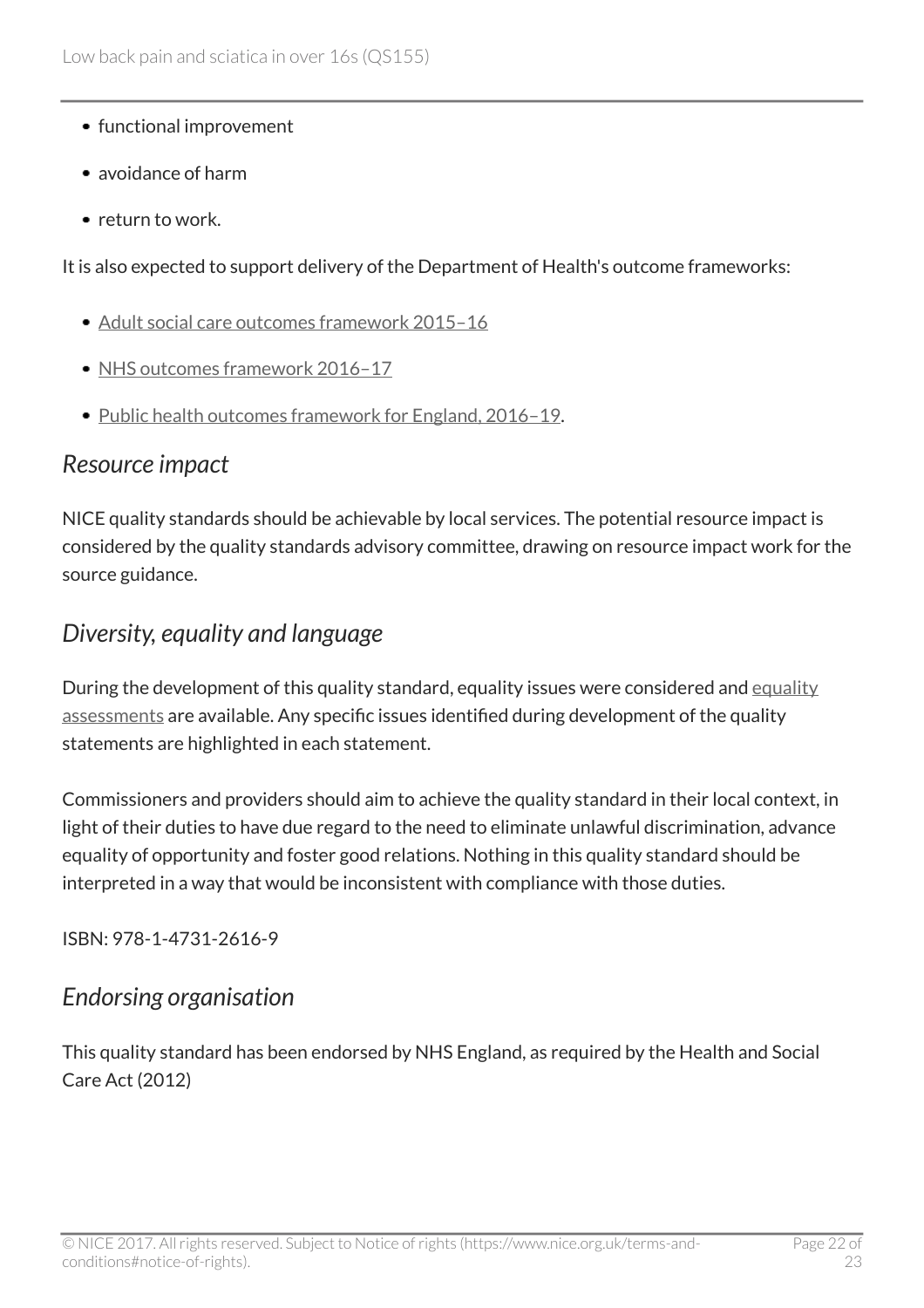- functional improvement
- avoidance of harm
- return to work.

It is also expected to support delivery of the Department of Health's outcome frameworks:

- Adult social care outcomes framework 2015–16
- NHS outcomes framework 2016–17
- Public health outcomes framework for England, 2016–19.

## *Resource impact*

NICE quality standards should be achievable by local services. The potential resource impact is considered by the quality standards advisory committee, drawing on resource impact work for the source guidance.

## *Diversity, equality and language*

During the development of this quality standard, equality issues were considered and equality assessments are available. Any specific issues identified during development of the quality statements are highlighted in each statement.

Commissioners and providers should aim to achieve the quality standard in their local context, in light of their duties to have due regard to the need to eliminate unlawful discrimination, advance equality of opportunity and foster good relations. Nothing in this quality standard should be interpreted in a way that would be inconsistent with compliance with those duties.

ISBN: 978-1-4731-2616-9

## *Endorsing organisation*

This quality standard has been endorsed by NHS England, as required by the Health and Social Care Act (2012)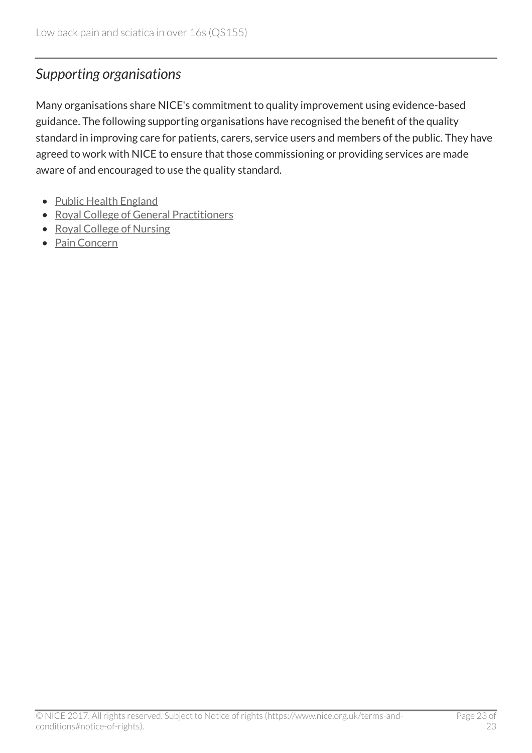## *Supporting organisations*

Many organisations share NICE's commitment to quality improvement using evidence-based guidance. The following supporting organisations have recognised the benefit of the quality standard in improving care for patients, carers, service users and members of the public. They have agreed to work with NICE to ensure that those commissioning or providing services are made aware of and encouraged to use the quality standard.

- Public Health England
- Royal College of General Practitioners
- Royal College of Nursing
- Pain Concern